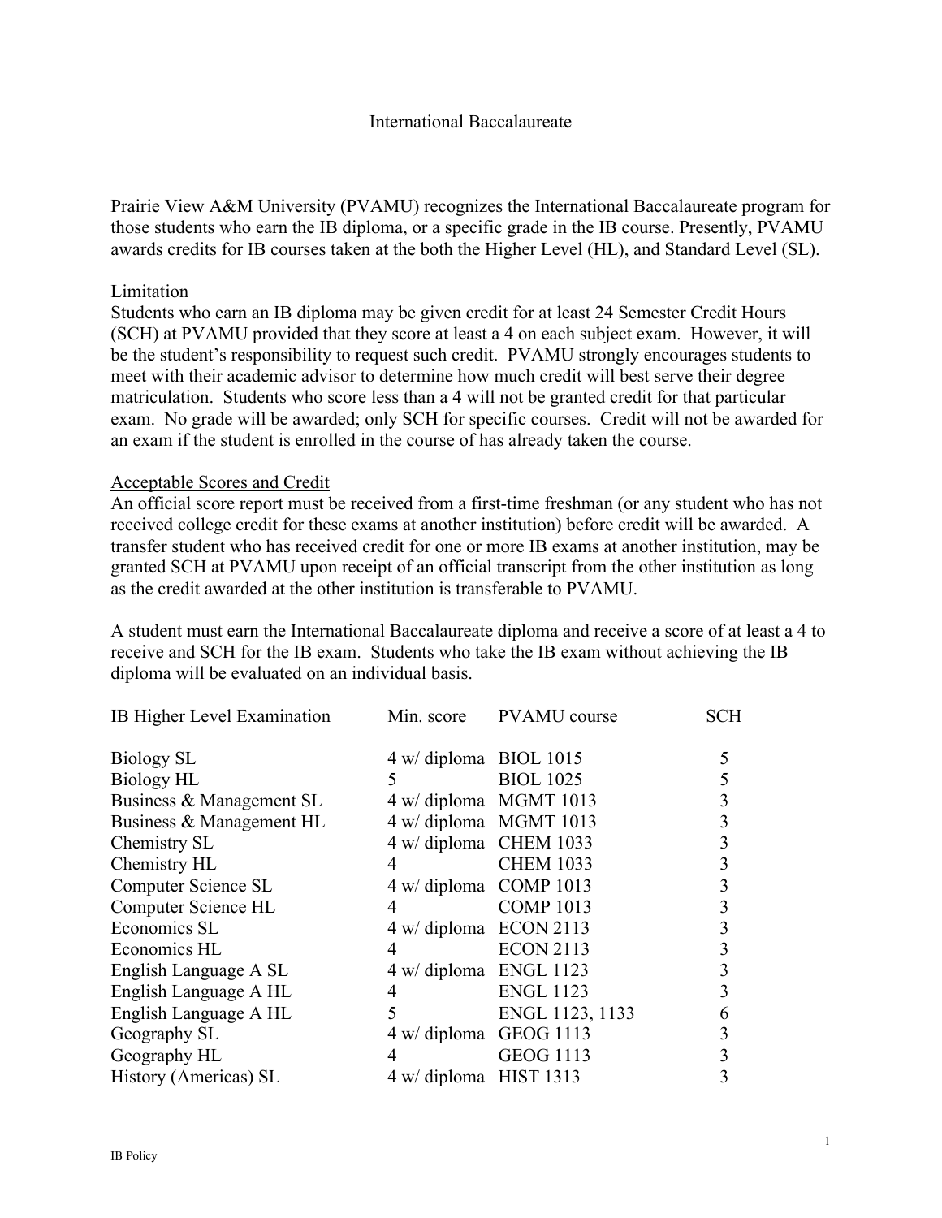# International Baccalaureate

Prairie View A&M University (PVAMU) recognizes the International Baccalaureate program for those students who earn the IB diploma, or a specific grade in the IB course. Presently, PVAMU awards credits for IB courses taken at the both the Higher Level (HL), and Standard Level (SL).

## Limitation

Students who earn an IB diploma may be given credit for at least 24 Semester Credit Hours (SCH) at PVAMU provided that they score at least a 4 on each subject exam. However, it will be the student's responsibility to request such credit. PVAMU strongly encourages students to meet with their academic advisor to determine how much credit will best serve their degree matriculation. Students who score less than a 4 will not be granted credit for that particular exam. No grade will be awarded; only SCH for specific courses. Credit will not be awarded for an exam if the student is enrolled in the course of has already taken the course.

## Acceptable Scores and Credit

An official score report must be received from a first-time freshman (or any student who has not received college credit for these exams at another institution) before credit will be awarded. A transfer student who has received credit for one or more IB exams at another institution, may be granted SCH at PVAMU upon receipt of an official transcript from the other institution as long as the credit awarded at the other institution is transferable to PVAMU.

A student must earn the International Baccalaureate diploma and receive a score of at least a 4 to receive and SCH for the IB exam. Students who take the IB exam without achieving the IB diploma will be evaluated on an individual basis.

| IB Higher Level Examination | Min. score | PVAMU course | SCH |
|---|---|---|---|
| Biology SL | 4 w/ diploma | BIOL 1015 | 5 |
| Biology HL | 5 | BIOL 1025 | 5 |
| Business & Management SL | 4 w/ diploma | MGMT 1013 | 3 |
| Business & Management HL | 4 w/ diploma | MGMT 1013 | 3 |
| Chemistry SL | 4 w/ diploma | CHEM 1033 | 3 |
| Chemistry HL | 4 | CHEM 1033 | 3 |
| Computer Science SL | 4 w/ diploma | COMP 1013 | 3 |
| Computer Science HL | 4 | COMP 1013 | 3 |
| Economics SL | 4 w/ diploma | ECON 2113 | 3 |
| Economics HL | 4 | ECON 2113 | 3 |
| English Language A SL | 4 w/ diploma | ENGL 1123 | 3 |
| English Language A HL | 4 | ENGL 1123 | 3 |
| English Language A HL | 5 | ENGL 1123, 1133 | 6 |
| Geography SL | 4 w/ diploma | GEOG 1113 | 3 |
| Geography HL | 4 | GEOG 1113 | 3 |
| History (Americas) SL | 4 w/ diploma | HIST 1313 | 3 |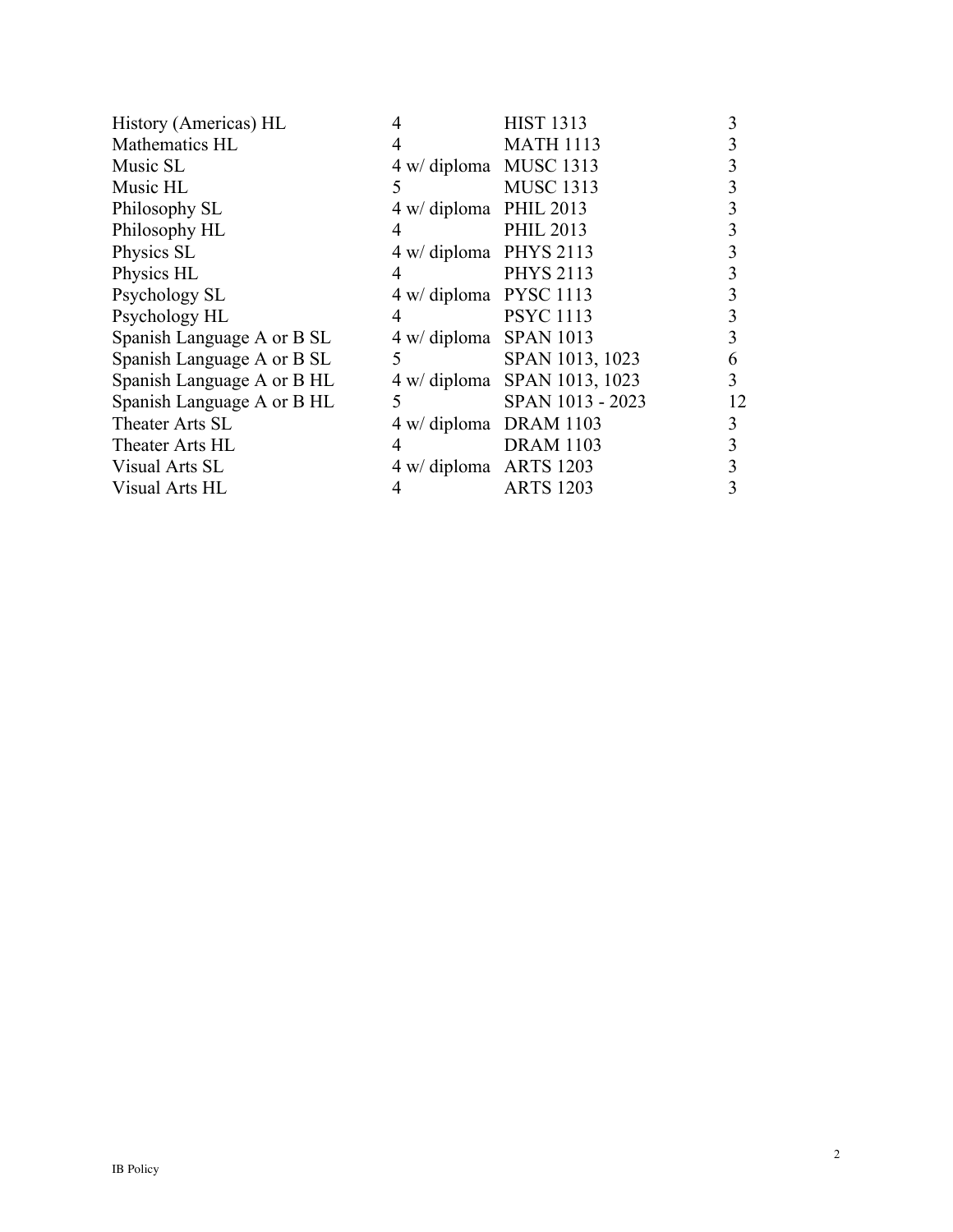| | | | |
|---|---|---|---|
| History (Americas) HL | 4 | HIST 1313 | 3 |
| Mathematics HL | 4 | MATH 1113 | 3 |
| Music SL | 4 w/ diploma | MUSC 1313 | 3 |
| Music HL | 5 | MUSC 1313 | 3 |
| Philosophy SL | 4 w/ diploma | PHIL 2013 | 3 |
| Philosophy HL | 4 | PHIL 2013 | 3 |
| Physics SL | 4 w/ diploma | PHYS 2113 | 3 |
| Physics HL | 4 | PHYS 2113 | 3 |
| Psychology SL | 4 w/ diploma | PYSC 1113 | 3 |
| Psychology HL | 4 | PSYC 1113 | 3 |
| Spanish Language A or B SL | 4 w/ diploma | SPAN 1013 | 3 |
| Spanish Language A or B SL | 5 | SPAN 1013, 1023 | 6 |
| Spanish Language A or B HL | 4 w/ diploma | SPAN 1013, 1023 | 3 |
| Spanish Language A or B HL | 5 | SPAN 1013 - 2023 | 12 |
| Theater Arts SL | 4 w/ diploma | DRAM 1103 | 3 |
| Theater Arts HL | 4 | DRAM 1103 | 3 |
| Visual Arts SL | 4 w/ diploma | ARTS 1203 | 3 |
| Visual Arts HL | 4 | ARTS 1203 | 3 |